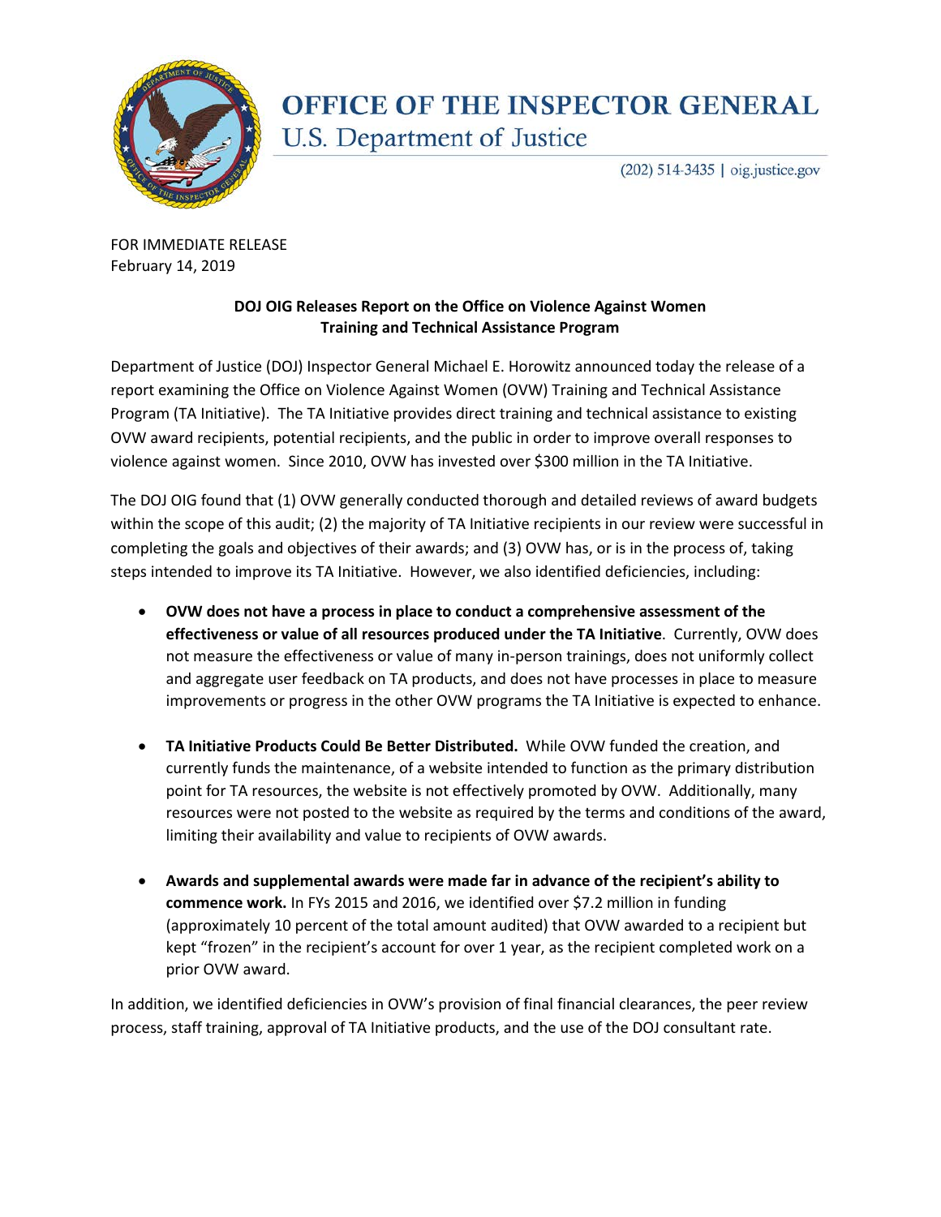# OFFICE OF THE INSPECTOR GENERAL
## U.S. Department of Justice

(202) 514-3435 | oig.justice.gov

FOR IMMEDIATE RELEASE
February 14, 2019

**DOJ OIG Releases Report on the Office on Violence Against Women Training and Technical Assistance Program**

Department of Justice (DOJ) Inspector General Michael E. Horowitz announced today the release of a report examining the Office on Violence Against Women (OVW) Training and Technical Assistance Program (TA Initiative). The TA Initiative provides direct training and technical assistance to existing OVW award recipients, potential recipients, and the public in order to improve overall responses to violence against women. Since 2010, OVW has invested over $300 million in the TA Initiative.

The DOJ OIG found that (1) OVW generally conducted thorough and detailed reviews of award budgets within the scope of this audit; (2) the majority of TA Initiative recipients in our review were successful in completing the goals and objectives of their awards; and (3) OVW has, or is in the process of, taking steps intended to improve its TA Initiative. However, we also identified deficiencies, including:

- **OVW does not have a process in place to conduct a comprehensive assessment of the effectiveness or value of all resources produced under the TA Initiative**. Currently, OVW does not measure the effectiveness or value of many in-person trainings, does not uniformly collect and aggregate user feedback on TA products, and does not have processes in place to measure improvements or progress in the other OVW programs the TA Initiative is expected to enhance.

- **TA Initiative Products Could Be Better Distributed.** While OVW funded the creation, and currently funds the maintenance, of a website intended to function as the primary distribution point for TA resources, the website is not effectively promoted by OVW. Additionally, many resources were not posted to the website as required by the terms and conditions of the award, limiting their availability and value to recipients of OVW awards.

- **Awards and supplemental awards were made far in advance of the recipient's ability to commence work.** In FYs 2015 and 2016, we identified over $7.2 million in funding (approximately 10 percent of the total amount audited) that OVW awarded to a recipient but kept "frozen" in the recipient's account for over 1 year, as the recipient completed work on a prior OVW award.

In addition, we identified deficiencies in OVW's provision of final financial clearances, the peer review process, staff training, approval of TA Initiative products, and the use of the DOJ consultant rate.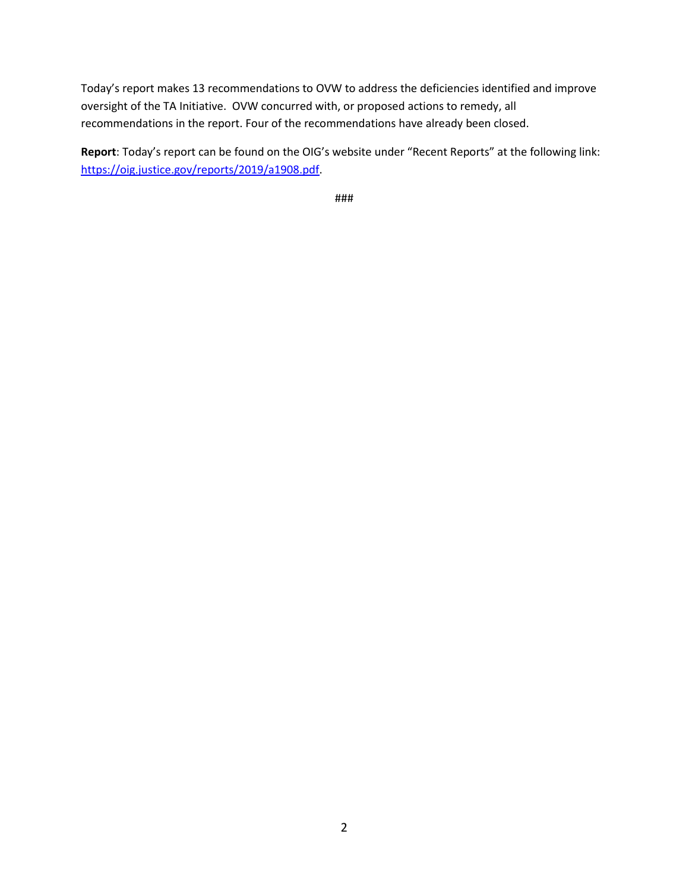Today's report makes 13 recommendations to OVW to address the deficiencies identified and improve oversight of the TA Initiative. OVW concurred with, or proposed actions to remedy, all recommendations in the report. Four of the recommendations have already been closed.

**Report**: Today's report can be found on the OIG's website under "Recent Reports" at the following link: https://oig.justice.gov/reports/2019/a1908.pdf.

###